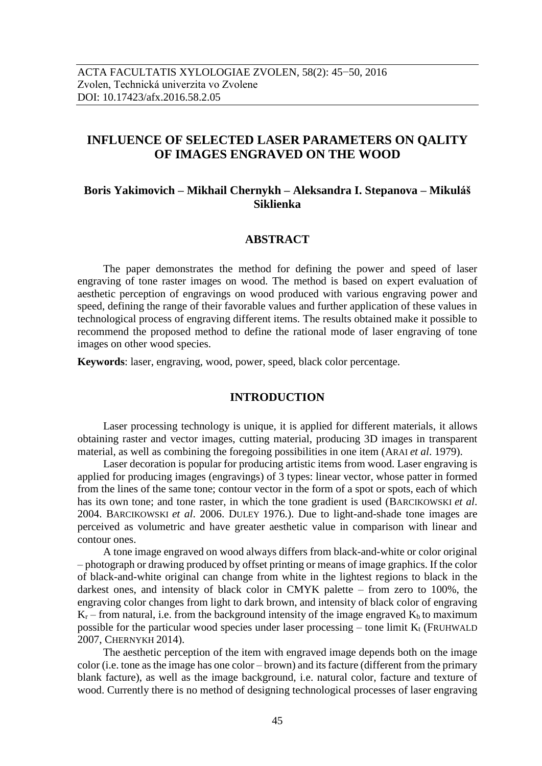ACTA FACULTATIS XYLOLOGIAE ZVOLEN, 58(2): 45−50, 2016
Zvolen, Technická univerzita vo Zvolene
DOI: 10.17423/afx.2016.58.2.05

# INFLUENCE OF SELECTED LASER PARAMETERS ON QALITY OF IMAGES ENGRAVED ON THE WOOD

**Boris Yakimovich – Mikhail Chernykh – Aleksandra I. Stepanova – Mikuláš Siklienka**

## ABSTRACT

The paper demonstrates the method for defining the power and speed of laser engraving of tone raster images on wood. The method is based on expert evaluation of aesthetic perception of engravings on wood produced with various engraving power and speed, defining the range of their favorable values and further application of these values in technological process of engraving different items. The results obtained make it possible to recommend the proposed method to define the rational mode of laser engraving of tone images on other wood species.

**Keywords**: laser, engraving, wood, power, speed, black color percentage.

## INTRODUCTION

Laser processing technology is unique, it is applied for different materials, it allows obtaining raster and vector images, cutting material, producing 3D images in transparent material, as well as combining the foregoing possibilities in one item (ARAI *et al*. 1979).

Laser decoration is popular for producing artistic items from wood. Laser engraving is applied for producing images (engravings) of 3 types: linear vector, whose patter in formed from the lines of the same tone; contour vector in the form of a spot or spots, each of which has its own tone; and tone raster, in which the tone gradient is used (BARCIKOWSKI *et al*. 2004. BARCIKOWSKI *et al*. 2006. DULEY 1976.). Due to light-and-shade tone images are perceived as volumetric and have greater aesthetic value in comparison with linear and contour ones.

A tone image engraved on wood always differs from black-and-white or color original – photograph or drawing produced by offset printing or means of image graphics. If the color of black-and-white original can change from white in the lightest regions to black in the darkest ones, and intensity of black color in CMYK palette – from zero to 100%, the engraving color changes from light to dark brown, and intensity of black color of engraving $K_r$ – from natural, i.e. from the background intensity of the image engraved $K_b$ to maximum possible for the particular wood species under laser processing – tone limit $K_t$ (FRUHWALD 2007, CHERNYKH 2014).

The aesthetic perception of the item with engraved image depends both on the image color (i.e. tone as the image has one color – brown) and its facture (different from the primary blank facture), as well as the image background, i.e. natural color, facture and texture of wood. Currently there is no method of designing technological processes of laser engraving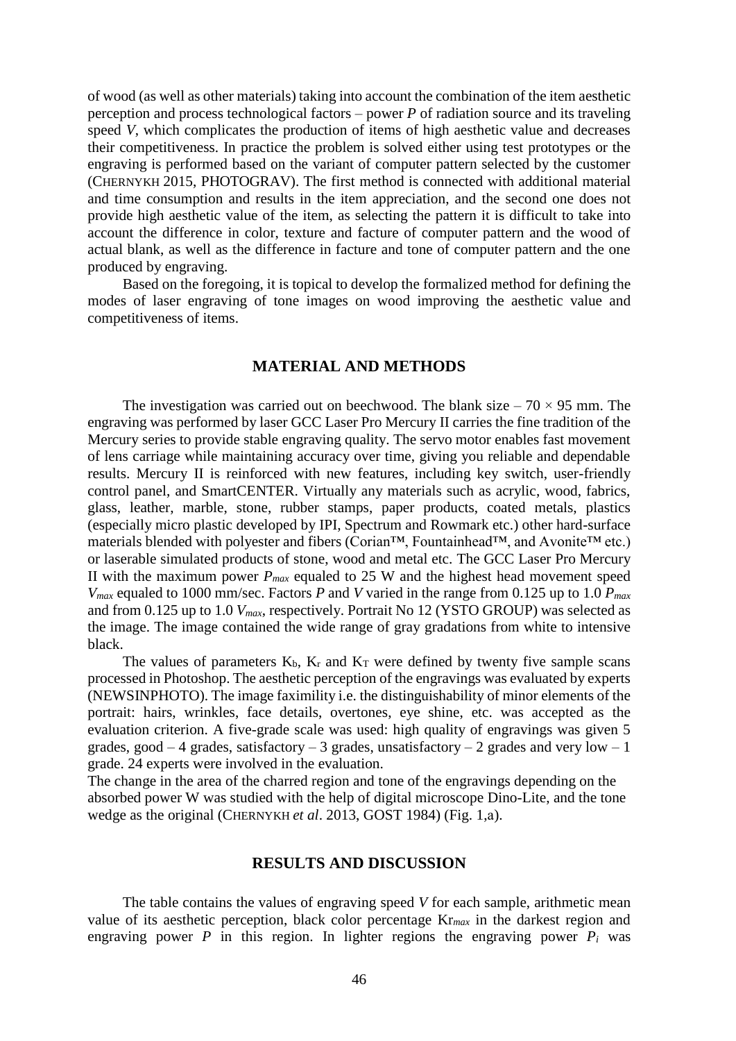of wood (as well as other materials) taking into account the combination of the item aesthetic perception and process technological factors – power $P$ of radiation source and its traveling speed $V$, which complicates the production of items of high aesthetic value and decreases their competitiveness. In practice the problem is solved either using test prototypes or the engraving is performed based on the variant of computer pattern selected by the customer (CHERNYKH 2015, PHOTOGRAV). The first method is connected with additional material and time consumption and results in the item appreciation, and the second one does not provide high aesthetic value of the item, as selecting the pattern it is difficult to take into account the difference in color, texture and facture of computer pattern and the wood of actual blank, as well as the difference in facture and tone of computer pattern and the one produced by engraving.

Based on the foregoing, it is topical to develop the formalized method for defining the modes of laser engraving of tone images on wood improving the aesthetic value and competitiveness of items.

## MATERIAL AND METHODS

The investigation was carried out on beechwood. The blank size – 70 × 95 mm. The engraving was performed by laser GCC Laser Pro Mercury II carries the fine tradition of the Mercury series to provide stable engraving quality. The servo motor enables fast movement of lens carriage while maintaining accuracy over time, giving you reliable and dependable results. Mercury II is reinforced with new features, including key switch, user-friendly control panel, and SmartCENTER. Virtually any materials such as acrylic, wood, fabrics, glass, leather, marble, stone, rubber stamps, paper products, coated metals, plastics (especially micro plastic developed by IPI, Spectrum and Rowmark etc.) other hard-surface materials blended with polyester and fibers (Corian™, Fountainhead™, and Avonite™ etc.) or laserable simulated products of stone, wood and metal etc. The GCC Laser Pro Mercury II with the maximum power $P_{max}$ equaled to 25 W and the highest head movement speed $V_{max}$ equaled to 1000 mm/sec. Factors $P$ and $V$ varied in the range from 0.125 up to 1.0 $P_{max}$ and from 0.125 up to 1.0 $V_{max}$, respectively. Portrait No 12 (YSTO GROUP) was selected as the image. The image contained the wide range of gray gradations from white to intensive black.

The values of parameters $K_b$, $K_r$ and $K_T$ were defined by twenty five sample scans processed in Photoshop. The aesthetic perception of the engravings was evaluated by experts (NEWSINPHOTO). The image faximility i.e. the distinguishability of minor elements of the portrait: hairs, wrinkles, face details, overtones, eye shine, etc. was accepted as the evaluation criterion. A five-grade scale was used: high quality of engravings was given 5 grades, good – 4 grades, satisfactory – 3 grades, unsatisfactory – 2 grades and very low – 1 grade. 24 experts were involved in the evaluation.

The change in the area of the charred region and tone of the engravings depending on the absorbed power W was studied with the help of digital microscope Dino-Lite, and the tone wedge as the original (CHERNYKH *et al*. 2013, GOST 1984) (Fig. 1,a).

## RESULTS AND DISCUSSION

The table contains the values of engraving speed $V$ for each sample, arithmetic mean value of its aesthetic perception, black color percentage $Kr_{max}$ in the darkest region and engraving power $P$ in this region. In lighter regions the engraving power $P_i$ was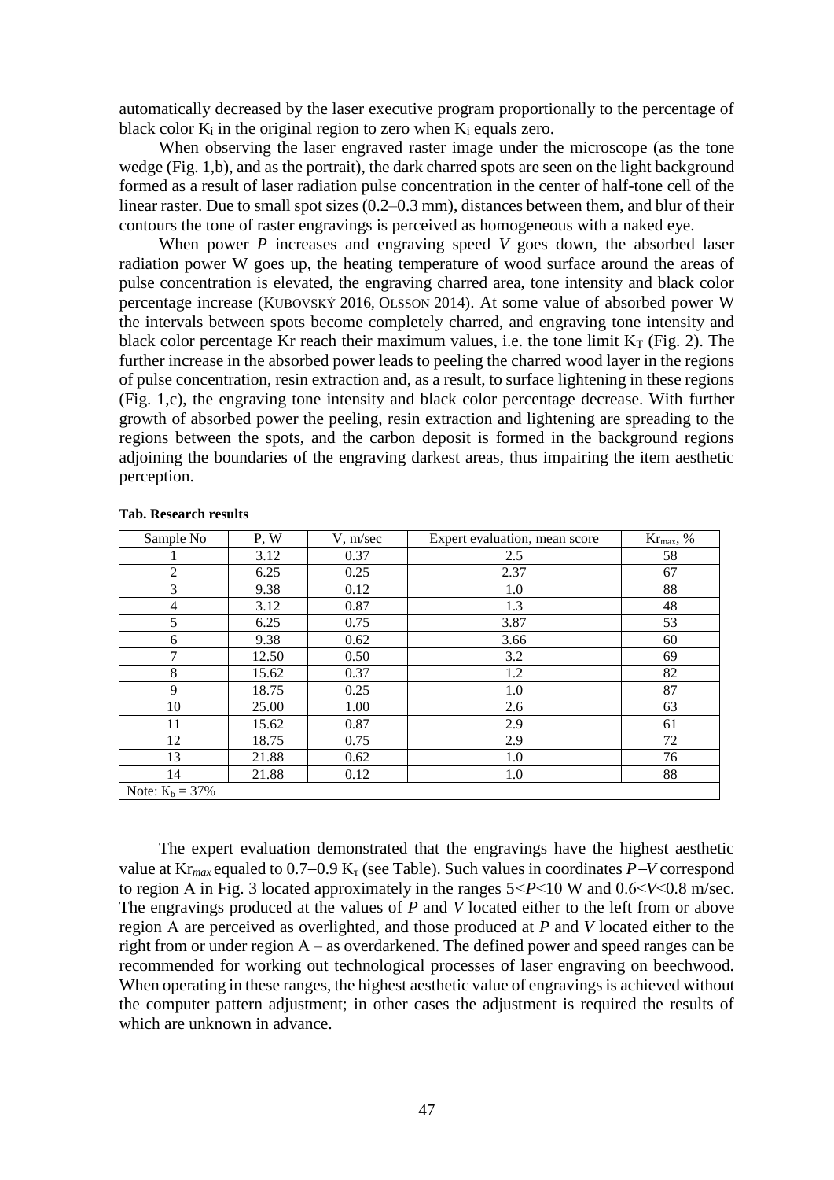automatically decreased by the laser executive program proportionally to the percentage of black color $K_i$ in the original region to zero when $K_i$ equals zero.

When observing the laser engraved raster image under the microscope (as the tone wedge (Fig. 1,b), and as the portrait), the dark charred spots are seen on the light background formed as a result of laser radiation pulse concentration in the center of half-tone cell of the linear raster. Due to small spot sizes (0.2–0.3 mm), distances between them, and blur of their contours the tone of raster engravings is perceived as homogeneous with a naked eye.

When power *P* increases and engraving speed *V* goes down, the absorbed laser radiation power W goes up, the heating temperature of wood surface around the areas of pulse concentration is elevated, the engraving charred area, tone intensity and black color percentage increase (KUBOVSKÝ 2016, OLSSON 2014). At some value of absorbed power W the intervals between spots become completely charred, and engraving tone intensity and black color percentage Kr reach their maximum values, i.e. the tone limit $K_T$ (Fig. 2). The further increase in the absorbed power leads to peeling the charred wood layer in the regions of pulse concentration, resin extraction and, as a result, to surface lightening in these regions (Fig. 1,c), the engraving tone intensity and black color percentage decrease. With further growth of absorbed power the peeling, resin extraction and lightening are spreading to the regions between the spots, and the carbon deposit is formed in the background regions adjoining the boundaries of the engraving darkest areas, thus impairing the item aesthetic perception.

**Tab. Research results**

| Sample No | P, W | V, m/sec | Expert evaluation, mean score | $Kr_{max}$, % |
|---|---|---|---|---|
| 1 | 3.12 | 0.37 | 2.5 | 58 |
| 2 | 6.25 | 0.25 | 2.37 | 67 |
| 3 | 9.38 | 0.12 | 1.0 | 88 |
| 4 | 3.12 | 0.87 | 1.3 | 48 |
| 5 | 6.25 | 0.75 | 3.87 | 53 |
| 6 | 9.38 | 0.62 | 3.66 | 60 |
| 7 | 12.50 | 0.50 | 3.2 | 69 |
| 8 | 15.62 | 0.37 | 1.2 | 82 |
| 9 | 18.75 | 0.25 | 1.0 | 87 |
| 10 | 25.00 | 1.00 | 2.6 | 63 |
| 11 | 15.62 | 0.87 | 2.9 | 61 |
| 12 | 18.75 | 0.75 | 2.9 | 72 |
| 13 | 21.88 | 0.62 | 1.0 | 76 |
| 14 | 21.88 | 0.12 | 1.0 | 88 |
| Note: $K_b$ = 37% | | | | |

The expert evaluation demonstrated that the engravings have the highest aesthetic value at $Kr_{max}$ equaled to 0.7–0.9 $K_T$ (see Table). Such values in coordinates *P*–*V* correspond to region A in Fig. 3 located approximately in the ranges $5<P<10$ W and $0.6<V<0.8$ m/sec. The engravings produced at the values of *P* and *V* located either to the left from or above region A are perceived as overlighted, and those produced at *P* and *V* located either to the right from or under region A – as overdarkened. The defined power and speed ranges can be recommended for working out technological processes of laser engraving on beechwood. When operating in these ranges, the highest aesthetic value of engravings is achieved without the computer pattern adjustment; in other cases the adjustment is required the results of which are unknown in advance.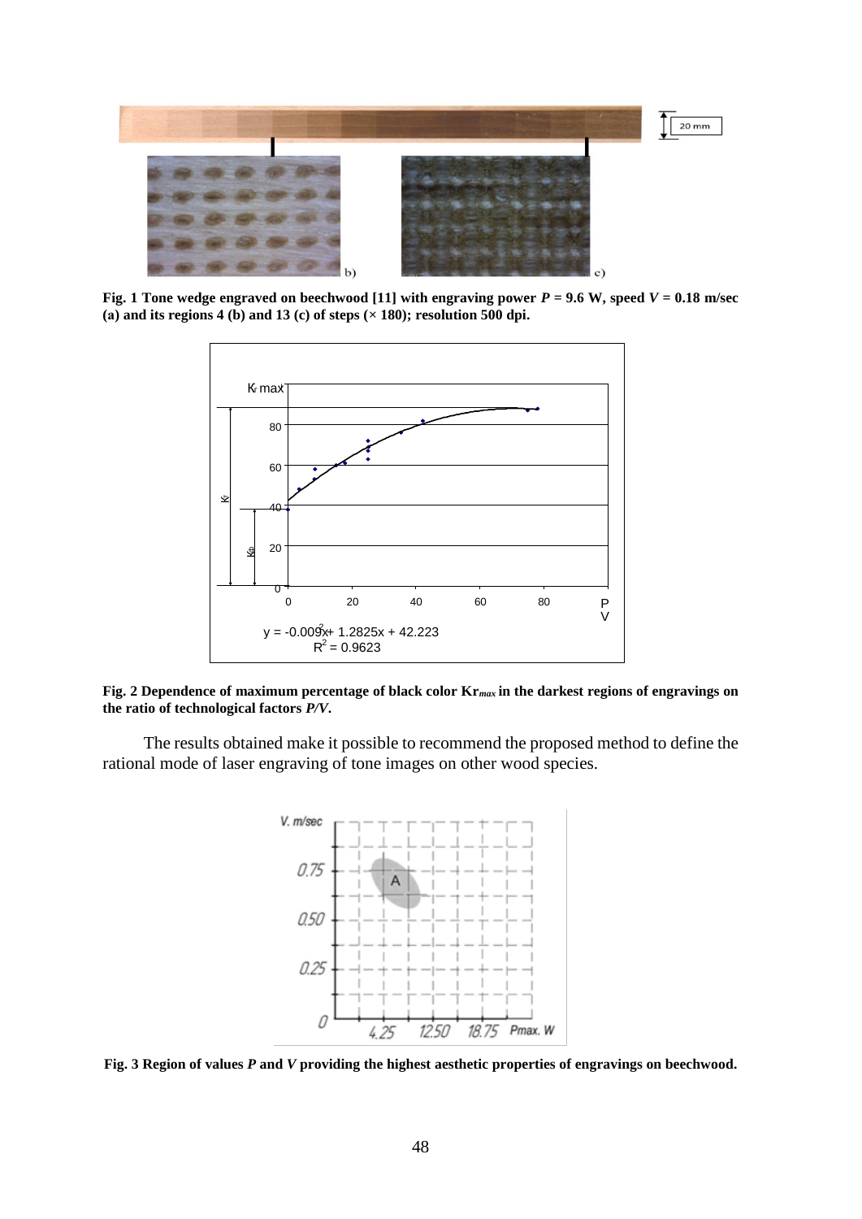**Fig. 1 Tone wedge engraved on beechwood [11] with engraving power $P$ = 9.6 W, speed $V$ = 0.18 m/sec (a) and its regions 4 (b) and 13 (c) of steps (× 180); resolution 500 dpi.**

**Fig. 2 Dependence of maximum percentage of black color $Kr_{max}$ in the darkest regions of engravings on the ratio of technological factors $P/V$.**

The results obtained make it possible to recommend the proposed method to define the rational mode of laser engraving of tone images on other wood species.

**Fig. 3 Region of values $P$ and $V$ providing the highest aesthetic properties of engravings on beechwood.**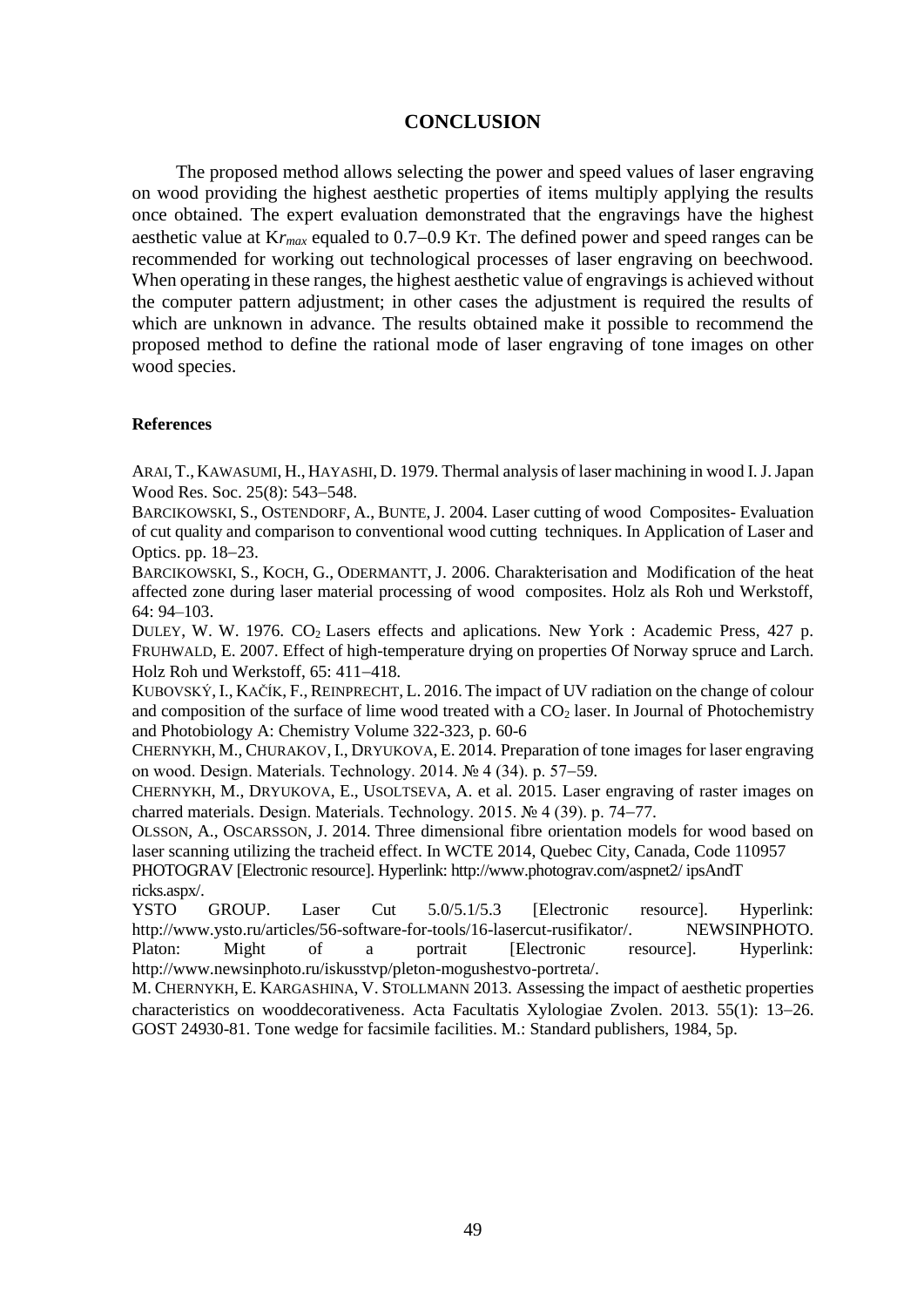## CONCLUSION

The proposed method allows selecting the power and speed values of laser engraving on wood providing the highest aesthetic properties of items multiply applying the results once obtained. The expert evaluation demonstrated that the engravings have the highest aesthetic value at $Kr_{max}$ equaled to 0.7–0.9 KT. The defined power and speed ranges can be recommended for working out technological processes of laser engraving on beechwood. When operating in these ranges, the highest aesthetic value of engravings is achieved without the computer pattern adjustment; in other cases the adjustment is required the results of which are unknown in advance. The results obtained make it possible to recommend the proposed method to define the rational mode of laser engraving of tone images on other wood species.

### References

ARAI, T., KAWASUMI, H., HAYASHI, D. 1979. Thermal analysis of laser machining in wood I. J. Japan Wood Res. Soc. 25(8): 543–548.

BARCIKOWSKI, S., OSTENDORF, A., BUNTE, J. 2004. Laser cutting of wood Composites- Evaluation of cut quality and comparison to conventional wood cutting techniques. In Application of Laser and Optics. pp. 18–23.

BARCIKOWSKI, S., KOCH, G., ODERMANTT, J. 2006. Charakterisation and Modification of the heat affected zone during laser material processing of wood composites. Holz als Roh und Werkstoff, 64: 94–103.

DULEY, W. W. 1976. $CO_2$ Lasers effects and aplications. New York : Academic Press, 427 p.

FRUHWALD, E. 2007. Effect of high-temperature drying on properties Of Norway spruce and Larch. Holz Roh und Werkstoff, 65: 411–418.

KUBOVSKÝ, I., KAČÍK, F., REINPRECHT, L. 2016. The impact of UV radiation on the change of colour and composition of the surface of lime wood treated with a $CO_2$ laser. In Journal of Photochemistry and Photobiology A: Chemistry Volume 322-323, p. 60-6

CHERNYKH, M., CHURAKOV, I., DRYUKOVA, E. 2014. Preparation of tone images for laser engraving on wood. Design. Materials. Technology. 2014. № 4 (34). p. 57–59.

CHERNYKH, M., DRYUKOVA, E., USOLTSEVA, A. et al. 2015. Laser engraving of raster images on charred materials. Design. Materials. Technology. 2015. № 4 (39). p. 74–77.

OLSSON, A., OSCARSSON, J. 2014. Three dimensional fibre orientation models for wood based on laser scanning utilizing the tracheid effect. In WCTE 2014, Quebec City, Canada, Code 110957

PHOTOGRAV [Electronic resource]. Hyperlink: http://www.photograv.com/aspnet2/ ipsAndT ricks.aspx/.

YSTO GROUP. Laser Cut 5.0/5.1/5.3 [Electronic resource]. Hyperlink: http://www.ysto.ru/articles/56-software-for-tools/16-lasercut-rusifikator/.

NEWSINPHOTO. Platon: Might of a portrait [Electronic resource]. Hyperlink: http://www.newsinphoto.ru/iskusstvp/pleton-mogushestvo-portreta/.

M. CHERNYKH, E. KARGASHINA, V. STOLLMANN 2013. Assessing the impact of aesthetic properties characteristics on wooddecorativeness. Acta Facultatis Xylologiae Zvolen. 2013. 55(1): 13–26.

GOST 24930-81. Tone wedge for facsimile facilities. M.: Standard publishers, 1984, 5p.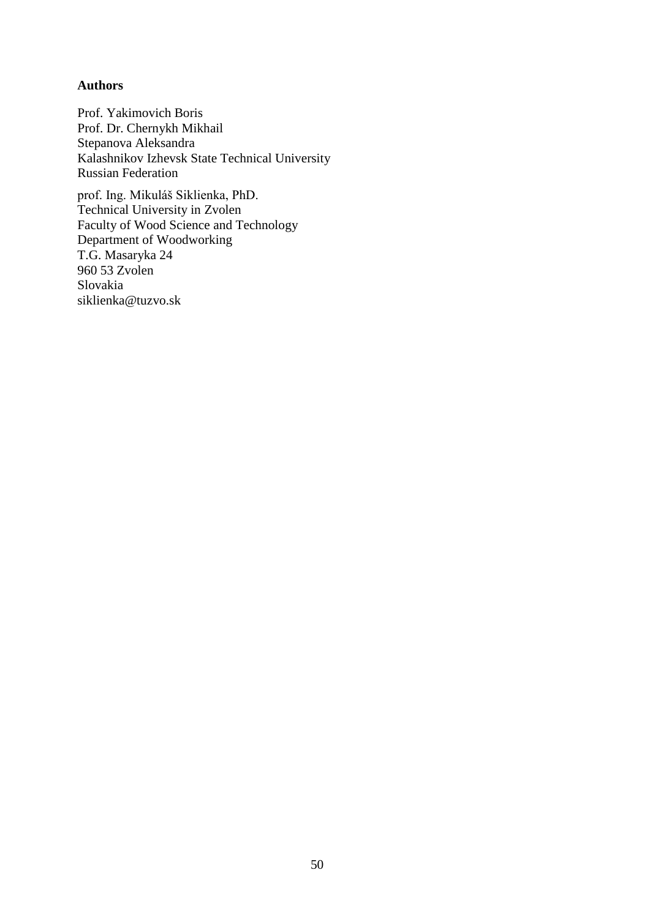**Authors**

Prof. Yakimovich Boris
Prof. Dr. Chernykh Mikhail
Stepanova Aleksandra
Kalashnikov Izhevsk State Technical University
Russian Federation

prof. Ing. Mikuláš Siklienka, PhD.
Technical University in Zvolen
Faculty of Wood Science and Technology
Department of Woodworking
T.G. Masaryka 24
960 53 Zvolen
Slovakia
siklienka@tuzvo.sk